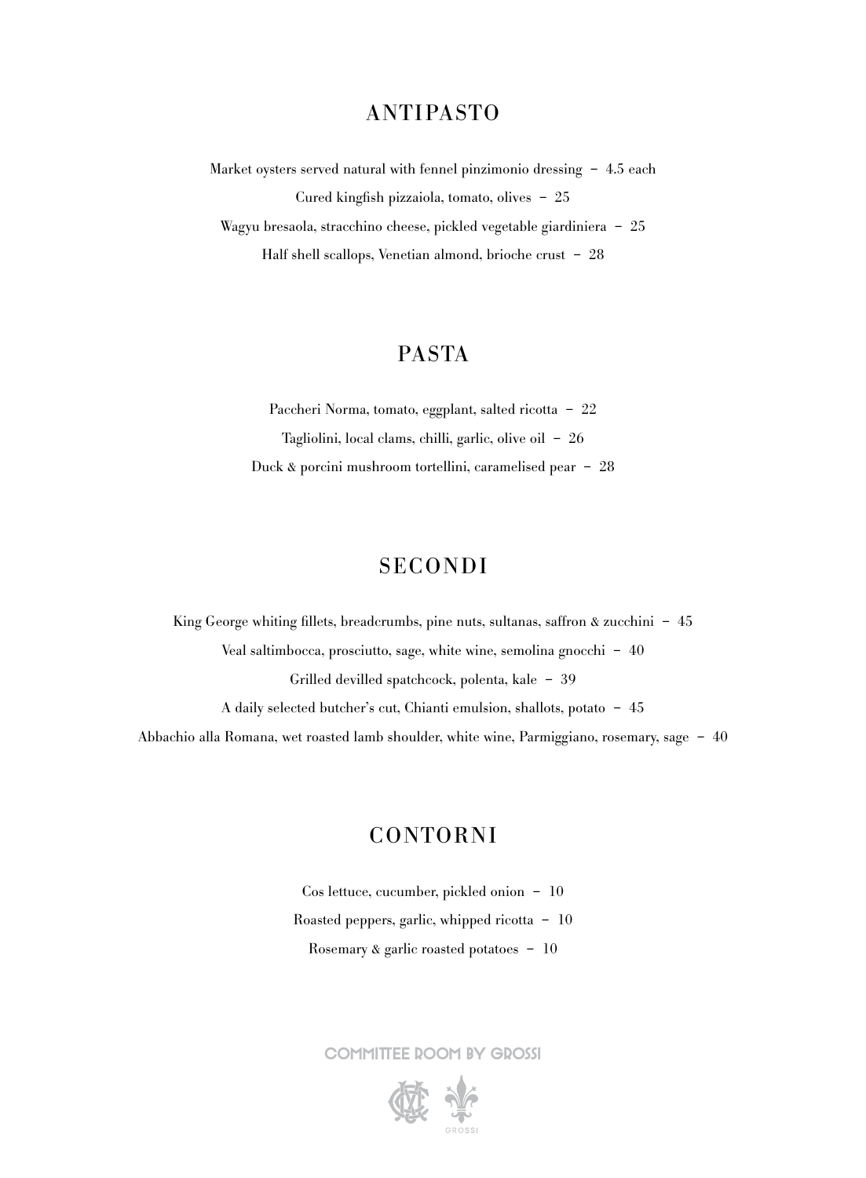## ANTIPASTO

Market oysters served natural with fennel pinzimonio dressing – 4.5 each

Cured kingfish pizzaiola, tomato, olives – 25

Wagyu bresaola, stracchino cheese, pickled vegetable giardiniera – 25

Half shell scallops, Venetian almond, brioche crust – 28

## PASTA

Paccheri Norma, tomato, eggplant, salted ricotta – 22

Tagliolini, local clams, chilli, garlic, olive oil – 26

Duck & porcini mushroom tortellini, caramelised pear – 28

## SECONDI

King George whiting fillets, breadcrumbs, pine nuts, sultanas, saffron & zucchini – 45

Veal saltimbocca, prosciutto, sage, white wine, semolina gnocchi – 40

Grilled devilled spatchcock, polenta, kale – 39

A daily selected butcher's cut, Chianti emulsion, shallots, potato – 45

Abbachio alla Romana, wet roasted lamb shoulder, white wine, Parmiggiano, rosemary, sage – 40

## CONTORNI

Cos lettuce, cucumber, pickled onion – 10

Roasted peppers, garlic, whipped ricotta – 10

Rosemary & garlic roasted potatoes – 10

COMMITTEE ROOM BY GROSSI

GROSSI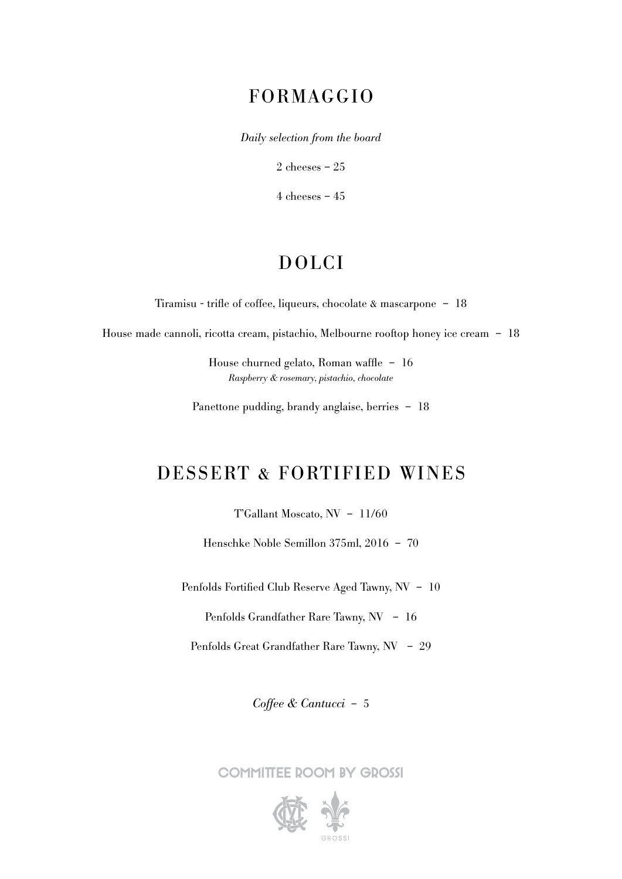## FORMAGGIO

*Daily selection from the board*

2 cheeses – 25

4 cheeses – 45

## DOLCI

Tiramisu - trifle of coffee, liqueurs, chocolate & mascarpone – 18

House made cannoli, ricotta cream, pistachio, Melbourne rooftop honey ice cream – 18

House churned gelato, Roman waffle – 16
*Raspberry & rosemary, pistachio, chocolate*

Panettone pudding, brandy anglaise, berries – 18

## DESSERT & FORTIFIED WINES

T'Gallant Moscato, NV – 11/60

Henschke Noble Semillon 375ml, 2016 – 70

Penfolds Fortified Club Reserve Aged Tawny, NV – 10

Penfolds Grandfather Rare Tawny, NV – 16

Penfolds Great Grandfather Rare Tawny, NV – 29

*Coffee & Cantucci* – 5

COMMITTEE ROOM BY GROSSI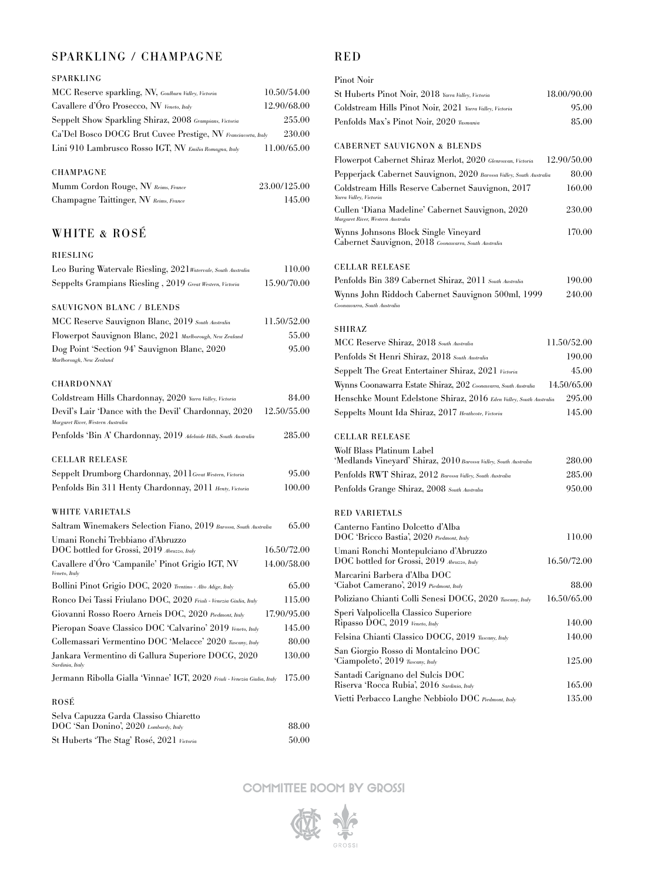## SPARKLING / CHAMPAGNE

### SPARKLING

| | |
|---|---|
| MCC Reserve sparkling, NV, *Goulburn Valley, Victoria* | 10.50/54.00 |
| Cavallere d'Óro Prosecco, NV *Veneto, Italy* | 12.90/68.00 |
| Seppelt Show Sparkling Shiraz, 2008 *Grampians, Victoria* | 255.00 |
| Ca'Del Bosco DOCG Brut Cuvee Prestige, NV *Franciacorta, Italy* | 230.00 |
| Lini 910 Lambrusco Rosso IGT, NV *Emilia Romagna, Italy* | 11.00/65.00 |

### CHAMPAGNE

| | |
|---|---|
| Mumm Cordon Rouge, NV *Reims, France* | 23.00/125.00 |
| Champagne Taittinger, NV *Reims, France* | 145.00 |

## WHITE & ROSÉ

### RIESLING

| | |
|---|---|
| Leo Buring Watervale Riesling, 2021 *Watervale, South Australia* | 110.00 |
| Seppelts Grampians Riesling , 2019 *Great Western, Victoria* | 15.90/70.00 |

### SAUVIGNON BLANC / BLENDS

| | |
|---|---|
| MCC Reserve Sauvignon Blanc, 2019 *South Australia* | 11.50/52.00 |
| Flowerpot Sauvignon Blanc, 2021 *Marlborough, New Zealand* | 55.00 |
| Dog Point 'Section 94' Sauvignon Blanc, 2020 *Marlborough, New Zealand* | 95.00 |

### CHARDONNAY

| | |
|---|---|
| Coldstream Hills Chardonnay, 2020 *Yarra Valley, Victoria* | 84.00 |
| Devil's Lair 'Dance with the Devil' Chardonnay, 2020 *Margaret River, Western Australia* | 12.50/55.00 |
| Penfolds 'Bin A' Chardonnay, 2019 *Adelaide Hills, South Australia* | 285.00 |

### CELLAR RELEASE

| | |
|---|---|
| Seppelt Drumborg Chardonnay, 2011 *Great Western, Victoria* | 95.00 |
| Penfolds Bin 311 Henty Chardonnay, 2011 *Henty, Victoria* | 100.00 |

### WHITE VARIETALS

| | |
|---|---|
| Saltram Winemakers Selection Fiano, 2019 *Barossa, South Australia* | 65.00 |
| Umani Ronchi Trebbiano d'Abruzzo DOC bottled for Grossi, 2019 *Abruzzo, Italy* | 16.50/72.00 |
| Cavallere d'Óro 'Campanile' Pinot Grigio IGT, NV *Veneto, Italy* | 14.00/58.00 |
| Bollini Pinot Grigio DOC, 2020 *Trentino - Alto Adige, Italy* | 65.00 |
| Ronco Dei Tassi Friulano DOC, 2020 *Friuli - Venezia Giulia, Italy* | 115.00 |
| Giovanni Rosso Roero Arneis DOC, 2020 *Piedmont, Italy* | 17.90/95.00 |
| Pieropan Soave Classico DOC 'Calvarino' 2019 *Veneto, Italy* | 145.00 |
| Collemassari Vermentino DOC 'Melacce' 2020 *Tuscany, Italy* | 80.00 |
| Jankara Vermentino di Gallura Superiore DOCG, 2020 *Sardinia, Italy* | 130.00 |
| Jermann Ribolla Gialla 'Vinnae' IGT, 2020 *Friuli - Venezia Giulia, Italy* | 175.00 |

### ROSÉ

| | |
|---|---|
| Selva Capuzza Garda Classiso Chiaretto DOC 'San Donino', 2020 *Lombardy, Italy* | 88.00 |
| St Huberts 'The Stag' Rosé, 2021 *Victoria* | 50.00 |

## RED

### Pinot Noir

| | |
|---|---|
| St Huberts Pinot Noir, 2018 *Yarra Valley, Victoria* | 18.00/90.00 |
| Coldstream Hills Pinot Noir, 2021 *Yarra Valley, Victoria* | 95.00 |
| Penfolds Max's Pinot Noir, 2020 *Tasmania* | 85.00 |

### CABERNET SAUVIGNON & BLENDS

| | |
|---|---|
| Flowerpot Cabernet Shiraz Merlot, 2020 *Glenrowan, Victoria* | 12.90/50.00 |
| Pepperjack Cabernet Sauvignon, 2020 *Barossa Valley, South Australia* | 80.00 |
| Coldstream Hills Reserve Cabernet Sauvignon, 2017 *Yarra Valley, Victoria* | 160.00 |
| Cullen 'Diana Madeline' Cabernet Sauvignon, 2020 *Margaret River, Western Australia* | 230.00 |
| Wynns Johnsons Block Single Vineyard Cabernet Sauvignon, 2018 *Coonawarra, South Australia* | 170.00 |

### CELLAR RELEASE

| | |
|---|---|
| Penfolds Bin 389 Cabernet Shiraz, 2011 *South Australia* | 190.00 |
| Wynns John Riddoch Cabernet Sauvignon 500ml, 1999 *Coonawarra, South Australia* | 240.00 |

### SHIRAZ

| | |
|---|---|
| MCC Reserve Shiraz, 2018 *South Australia* | 11.50/52.00 |
| Penfolds St Henri Shiraz, 2018 *South Australia* | 190.00 |
| Seppelt The Great Entertainer Shiraz, 2021 *Victoria* | 45.00 |
| Wynns Coonawarra Estate Shiraz, 202 *Coonawarra, South Australia* | 14.50/65.00 |
| Henschke Mount Edelstone Shiraz, 2016 *Eden Valley, South Australia* | 295.00 |
| Seppelts Mount Ida Shiraz, 2017 *Heathcote, Victoria* | 145.00 |

### CELLAR RELEASE

| | |
|---|---|
| Wolf Blass Platinum Label 'Medlands Vineyard' Shiraz, 2010 *Barossa Valley, South Australia* | 280.00 |
| Penfolds RWT Shiraz, 2012 *Barossa Valley, South Australia* | 285.00 |
| Penfolds Grange Shiraz, 2008 *South Australia* | 950.00 |

### RED VARIETALS

| | |
|---|---|
| Canterno Fantino Dolcetto d'Alba DOC 'Bricco Bastia', 2020 *Piedmont, Italy* | 110.00 |
| Umani Ronchi Montepulciano d'Abruzzo DOC bottled for Grossi, 2019 *Abruzzo, Italy* | 16.50/72.00 |
| Marcarini Barbera d'Alba DOC 'Ciabot Camerano', 2019 *Piedmont, Italy* | 88.00 |
| Poliziano Chianti Colli Senesi DOCG, 2020 *Tuscany, Italy* | 16.50/65.00 |
| Speri Valpolicella Classico Superiore Ripasso DOC, 2019 *Veneto, Italy* | 140.00 |
| Felsina Chianti Classico DOCG, 2019 *Tuscany, Italy* | 140.00 |
| San Giorgio Rosso di Montalcino DOC 'Ciampoleto', 2019 *Tuscany, Italy* | 125.00 |
| Santadi Carignano del Sulcis DOC Riserva 'Rocca Rubia', 2016 *Sardinia, Italy* | 165.00 |
| Vietti Perbacco Langhe Nebbiolo DOC *Piedmont, Italy* | 135.00 |

COMMITEE ROOM BY GROSSI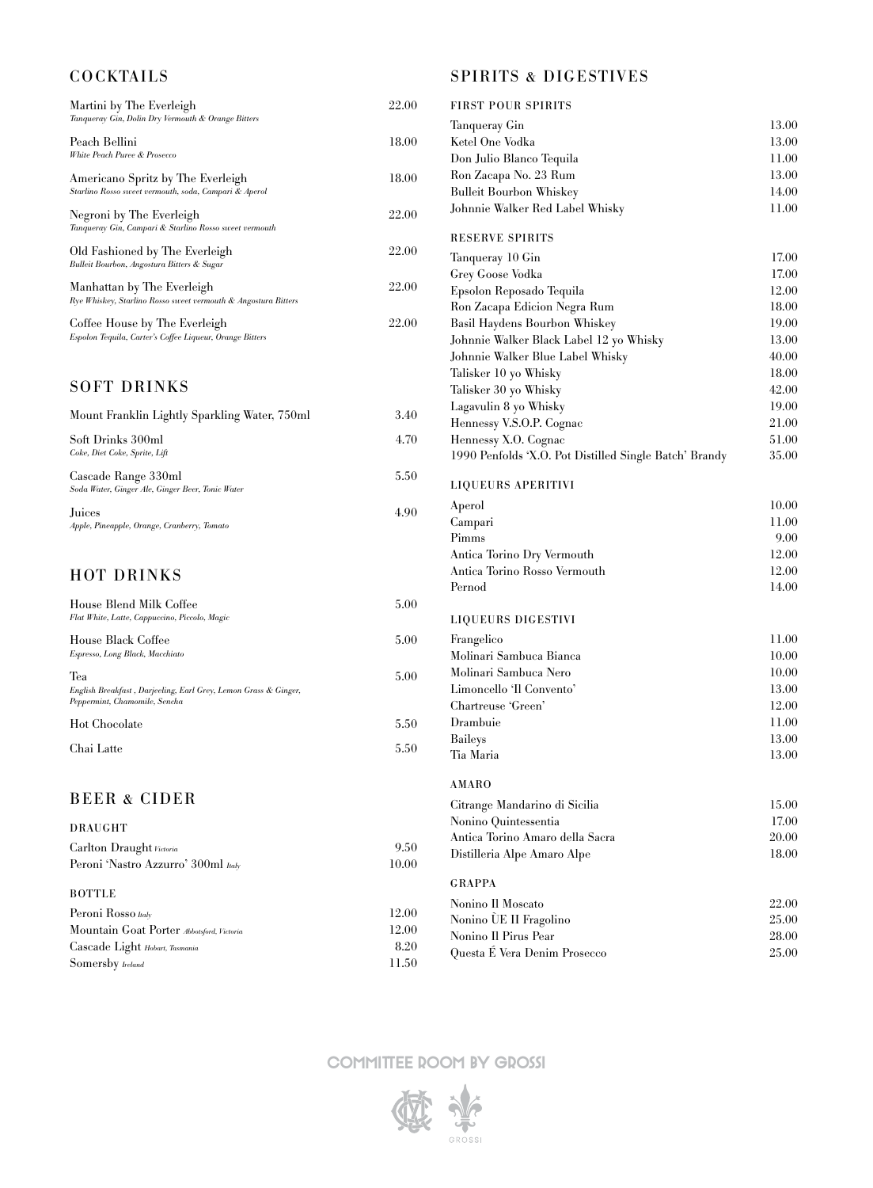## COCKTAILS

| | |
|---|---|
| Martini by The Everleigh<br>*Tanqueray Gin, Dolin Dry Vermouth & Orange Bitters* | 22.00 |
| Peach Bellini<br>*White Peach Puree & Prosecco* | 18.00 |
| Americano Spritz by The Everleigh<br>*Starlino Rosso sweet vermouth, soda, Campari & Aperol* | 18.00 |
| Negroni by The Everleigh<br>*Tanqueray Gin, Campari & Starlino Rosso sweet vermouth* | 22.00 |
| Old Fashioned by The Everleigh<br>*Bulleit Bourbon, Angostura Bitters & Sugar* | 22.00 |
| Manhattan by The Everleigh<br>*Rye Whiskey, Starlino Rosso sweet vermouth & Angostura Bitters* | 22.00 |
| Coffee House by The Everleigh<br>*Espolon Tequila, Carter's Coffee Liqueur, Orange Bitters* | 22.00 |

## SOFT DRINKS

| | |
|---|---|
| Mount Franklin Lightly Sparkling Water, 750ml | 3.40 |
| Soft Drinks 300ml<br>*Coke, Diet Coke, Sprite, Lift* | 4.70 |
| Cascade Range 330ml<br>*Soda Water, Ginger Ale, Ginger Beer, Tonic Water* | 5.50 |
| Juices<br>*Apple, Pineapple, Orange, Cranberry, Tomato* | 4.90 |

## HOT DRINKS

| | |
|---|---|
| House Blend Milk Coffee<br>*Flat White, Latte, Cappuccino, Piccolo, Magic* | 5.00 |
| House Black Coffee<br>*Espresso, Long Black, Macchiato* | 5.00 |
| Tea<br>*English Breakfast , Darjeeling, Earl Grey, Lemon Grass & Ginger, Peppermint, Chamomile, Sencha* | 5.00 |
| Hot Chocolate | 5.50 |
| Chai Latte | 5.50 |

## BEER & CIDER

### DRAUGHT

| | |
|---|---|
| Carlton Draught *Victoria* | 9.50 |
| Peroni 'Nastro Azzurro' 300ml *Italy* | 10.00 |

### BOTTLE

| | |
|---|---|
| Peroni Rosso *Italy* | 12.00 |
| Mountain Goat Porter *Abbotsford, Victoria* | 12.00 |
| Cascade Light *Hobart, Tasmania* | 8.20 |
| Somersby *Ireland* | 11.50 |

## SPIRITS & DIGESTIVES

### FIRST POUR SPIRITS

| | |
|---|---|
| Tanqueray Gin | 13.00 |
| Ketel One Vodka | 13.00 |
| Don Julio Blanco Tequila | 11.00 |
| Ron Zacapa No. 23 Rum | 13.00 |
| Bulleit Bourbon Whiskey | 14.00 |
| Johnnie Walker Red Label Whisky | 11.00 |

### RESERVE SPIRITS

| | |
|---|---|
| Tanqueray 10 Gin | 17.00 |
| Grey Goose Vodka | 17.00 |
| Epsolon Reposado Tequila | 12.00 |
| Ron Zacapa Edicion Negra Rum | 18.00 |
| Basil Haydens Bourbon Whiskey | 19.00 |
| Johnnie Walker Black Label 12 yo Whisky | 13.00 |
| Johnnie Walker Blue Label Whisky | 40.00 |
| Talisker 10 yo Whisky | 18.00 |
| Talisker 30 yo Whisky | 42.00 |
| Lagavulin 8 yo Whisky | 19.00 |
| Hennessy V.S.O.P. Cognac | 21.00 |
| Hennessy X.O. Cognac | 51.00 |
| 1990 Penfolds 'X.O. Pot Distilled Single Batch' Brandy | 35.00 |

### LIQUEURS APERITIVI

| | |
|---|---|
| Aperol | 10.00 |
| Campari | 11.00 |
| Pimms | 9.00 |
| Antica Torino Dry Vermouth | 12.00 |
| Antica Torino Rosso Vermouth | 12.00 |
| Pernod | 14.00 |

### LIQUEURS DIGESTIVI

| | |
|---|---|
| Frangelico | 11.00 |
| Molinari Sambuca Bianca | 10.00 |
| Molinari Sambuca Nero | 10.00 |
| Limoncello 'Il Convento' | 13.00 |
| Chartreuse 'Green' | 12.00 |
| Drambuie | 11.00 |
| Baileys | 13.00 |
| Tia Maria | 13.00 |

### AMARO

| | |
|---|---|
| Citrange Mandarino di Sicilia | 15.00 |
| Nonino Quintessentia | 17.00 |
| Antica Torino Amaro della Sacra | 20.00 |
| Distilleria Alpe Amaro Alpe | 18.00 |

### GRAPPA

| | |
|---|---|
| Nonino Il Moscato | 22.00 |
| Nonino ÙE II Fragolino | 25.00 |
| Nonino Il Pirus Pear | 28.00 |
| Questa É Vera Denim Prosecco | 25.00 |

COMMITTEE ROOM BY GROSSI

GROSSI